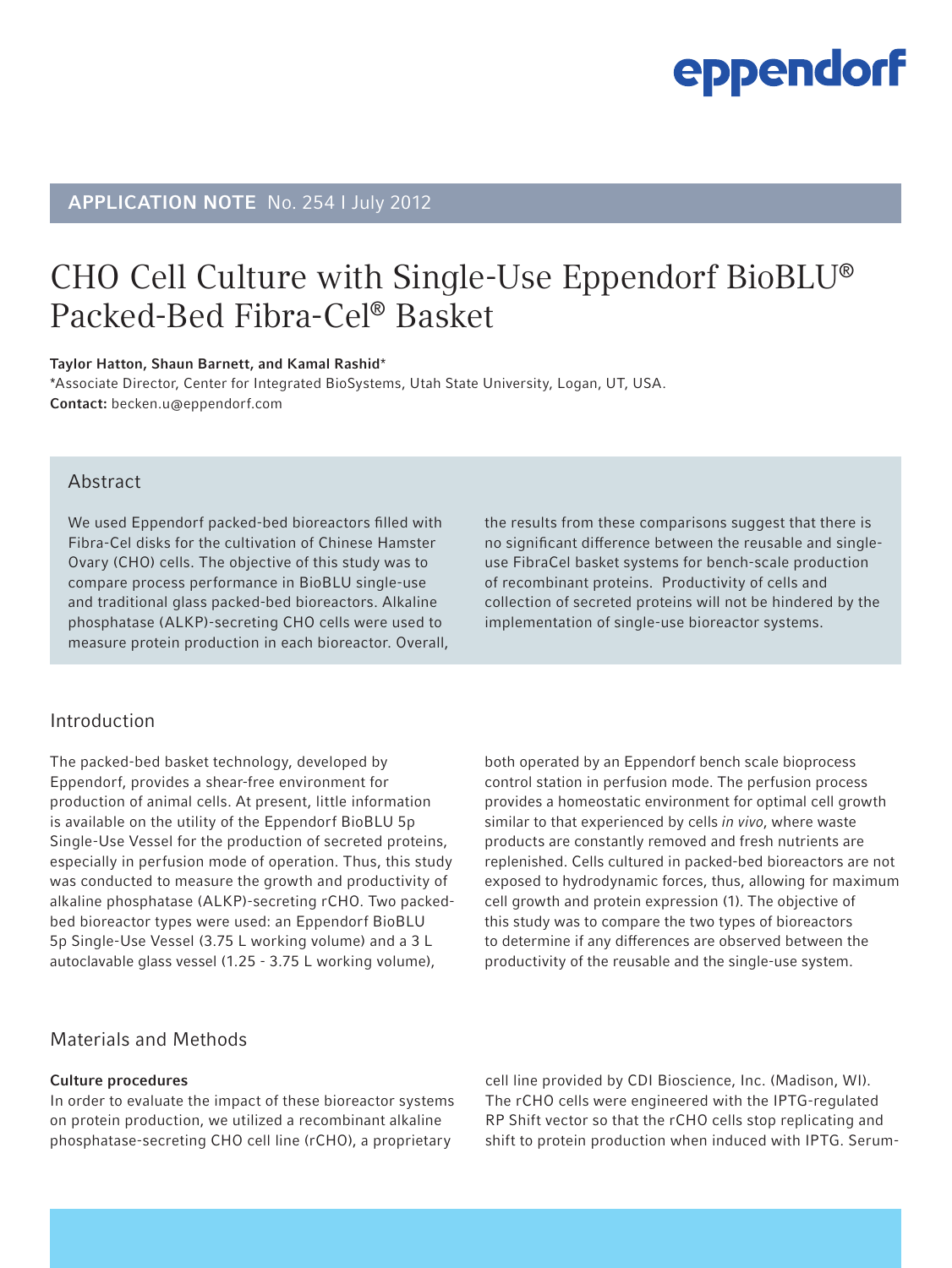**APPLICATION NOTE** No. 254 I July 2012

# CHO Cell Culture with Single-Use Eppendorf BioBLU® Packed-Bed Fibra-Cel® Basket

**Taylor Hatton, Shaun Barnett, and Kamal Rashid***

*Associate Director, Center for Integrated BioSystems, Utah State University, Logan, UT, USA.

**Contact:** becken.u@eppendorf.com

## Abstract

We used Eppendorf packed-bed bioreactors filled with Fibra-Cel disks for the cultivation of Chinese Hamster Ovary (CHO) cells. The objective of this study was to compare process performance in BioBLU single-use and traditional glass packed-bed bioreactors. Alkaline phosphatase (ALKP)-secreting CHO cells were used to measure protein production in each bioreactor. Overall, the results from these comparisons suggest that there is no significant difference between the reusable and single-use FibraCel basket systems for bench-scale production of recombinant proteins. Productivity of cells and collection of secreted proteins will not be hindered by the implementation of single-use bioreactor systems.

## Introduction

The packed-bed basket technology, developed by Eppendorf, provides a shear-free environment for production of animal cells. At present, little information is available on the utility of the Eppendorf BioBLU 5p Single-Use Vessel for the production of secreted proteins, especially in perfusion mode of operation. Thus, this study was conducted to measure the growth and productivity of alkaline phosphatase (ALKP)-secreting rCHO. Two packed-bed bioreactor types were used: an Eppendorf BioBLU 5p Single-Use Vessel (3.75 L working volume) and a 3 L autoclavable glass vessel (1.25 - 3.75 L working volume), both operated by an Eppendorf bench scale bioprocess control station in perfusion mode. The perfusion process provides a homeostatic environment for optimal cell growth similar to that experienced by cells *in vivo*, where waste products are constantly removed and fresh nutrients are replenished. Cells cultured in packed-bed bioreactors are not exposed to hydrodynamic forces, thus, allowing for maximum cell growth and protein expression (1). The objective of this study was to compare the two types of bioreactors to determine if any differences are observed between the productivity of the reusable and the single-use system.

## Materials and Methods

**Culture procedures**

In order to evaluate the impact of these bioreactor systems on protein production, we utilized a recombinant alkaline phosphatase-secreting CHO cell line (rCHO), a proprietary cell line provided by CDI Bioscience, Inc. (Madison, WI). The rCHO cells were engineered with the IPTG-regulated RP Shift vector so that the rCHO cells stop replicating and shift to protein production when induced with IPTG. Serum-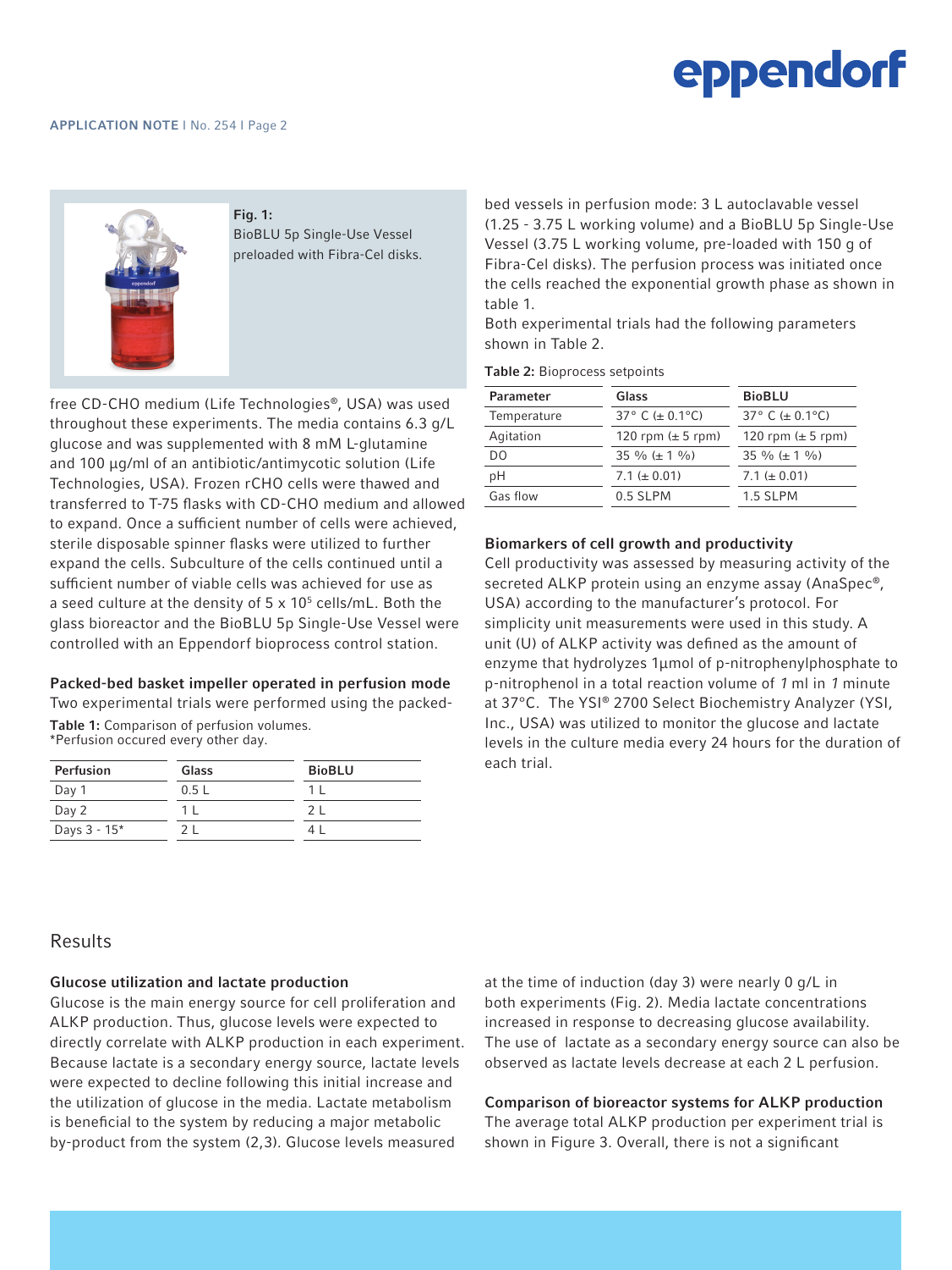Fig. 1:
BioBLU 5p Single-Use Vessel preloaded with Fibra-Cel disks.

free CD-CHO medium (Life Technologies®, USA) was used throughout these experiments. The media contains 6.3 g/L glucose and was supplemented with 8 mM L-glutamine and 100 µg/ml of an antibiotic/antimycotic solution (Life Technologies, USA). Frozen rCHO cells were thawed and transferred to T-75 flasks with CD-CHO medium and allowed to expand. Once a sufficient number of cells were achieved, sterile disposable spinner flasks were utilized to further expand the cells. Subculture of the cells continued until a sufficient number of viable cells was achieved for use as a seed culture at the density of $5 \times 10^5$ cells/mL. Both the glass bioreactor and the BioBLU 5p Single-Use Vessel were controlled with an Eppendorf bioprocess control station.

### Packed-bed basket impeller operated in perfusion mode

Two experimental trials were performed using the packed-bed vessels in perfusion mode: 3 L autoclavable vessel (1.25 - 3.75 L working volume) and a BioBLU 5p Single-Use Vessel (3.75 L working volume, pre-loaded with 150 g of Fibra-Cel disks). The perfusion process was initiated once the cells reached the exponential growth phase as shown in table 1.

**Table 1:** Comparison of perfusion volumes.
*Perfusion occured every other day.

| Perfusion | Glass | BioBLU |
|---|---|---|
| Day 1 | 0.5 L | 1 L |
| Day 2 | 1 L | 2 L |
| Days 3 - 15* | 2 L | 4 L |

Both experimental trials had the following parameters shown in Table 2.

**Table 2:** Bioprocess setpoints

| Parameter | Glass | BioBLU |
|---|---|---|
| Temperature | 37° C (± 0.1°C) | 37° C (± 0.1°C) |
| Agitation | 120 rpm (± 5 rpm) | 120 rpm (± 5 rpm) |
| DO | 35 % (± 1 %) | 35 % (± 1 %) |
| pH | 7.1 (± 0.01) | 7.1 (± 0.01) |
| Gas flow | 0.5 SLPM | 1.5 SLPM |

### Biomarkers of cell growth and productivity

Cell productivity was assessed by measuring activity of the secreted ALKP protein using an enzyme assay (AnaSpec®, USA) according to the manufacturer's protocol. For simplicity unit measurements were used in this study. A unit (U) of ALKP activity was defined as the amount of enzyme that hydrolyzes 1µmol of p-nitrophenylphosphate to p-nitrophenol in a total reaction volume of *1* ml in *1* minute at 37°C. The YSI® 2700 Select Biochemistry Analyzer (YSI, Inc., USA) was utilized to monitor the glucose and lactate levels in the culture media every 24 hours for the duration of each trial.

## Results

### Glucose utilization and lactate production

Glucose is the main energy source for cell proliferation and ALKP production. Thus, glucose levels were expected to directly correlate with ALKP production in each experiment. Because lactate is a secondary energy source, lactate levels were expected to decline following this initial increase and the utilization of glucose in the media. Lactate metabolism is beneficial to the system by reducing a major metabolic by-product from the system (2,3). Glucose levels measured at the time of induction (day 3) were nearly 0 g/L in both experiments (Fig. 2). Media lactate concentrations increased in response to decreasing glucose availability. The use of lactate as a secondary energy source can also be observed as lactate levels decrease at each 2 L perfusion.

### Comparison of bioreactor systems for ALKP production

The average total ALKP production per experiment trial is shown in Figure 3. Overall, there is not a significant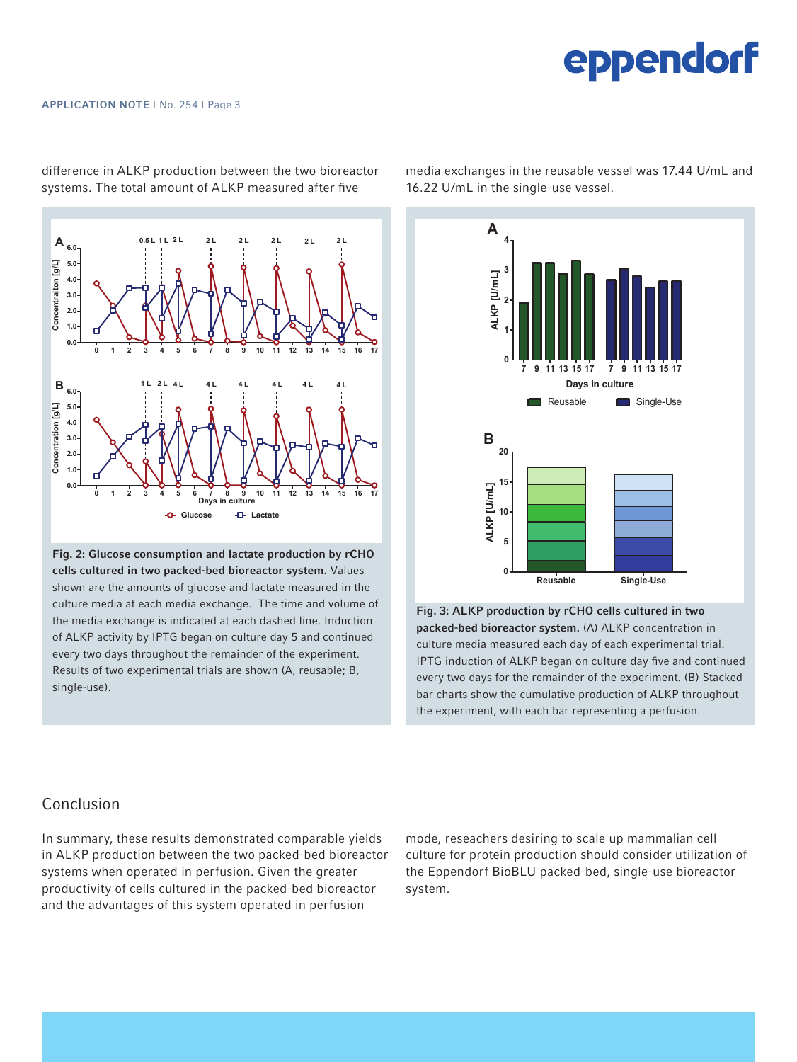difference in ALKP production between the two bioreactor systems. The total amount of ALKP measured after five media exchanges in the reusable vessel was 17.44 U/mL and 16.22 U/mL in the single-use vessel.

**Fig. 2: Glucose consumption and lactate production by rCHO cells cultured in two packed-bed bioreactor system.** Values shown are the amounts of glucose and lactate measured in the culture media at each media exchange. The time and volume of the media exchange is indicated at each dashed line. Induction of ALKP activity by IPTG began on culture day 5 and continued every two days throughout the remainder of the experiment. Results of two experimental trials are shown (A, reusable; B, single-use).

**Fig. 3: ALKP production by rCHO cells cultured in two packed-bed bioreactor system.** (A) ALKP concentration in culture media measured each day of each experimental trial. IPTG induction of ALKP began on culture day five and continued every two days for the remainder of the experiment. (B) Stacked bar charts show the cumulative production of ALKP throughout the experiment, with each bar representing a perfusion.

## Conclusion

In summary, these results demonstrated comparable yields in ALKP production between the two packed-bed bioreactor systems when operated in perfusion. Given the greater productivity of cells cultured in the packed-bed bioreactor and the advantages of this system operated in perfusion mode, reseachers desiring to scale up mammalian cell culture for protein production should consider utilization of the Eppendorf BioBLU packed-bed, single-use bioreactor system.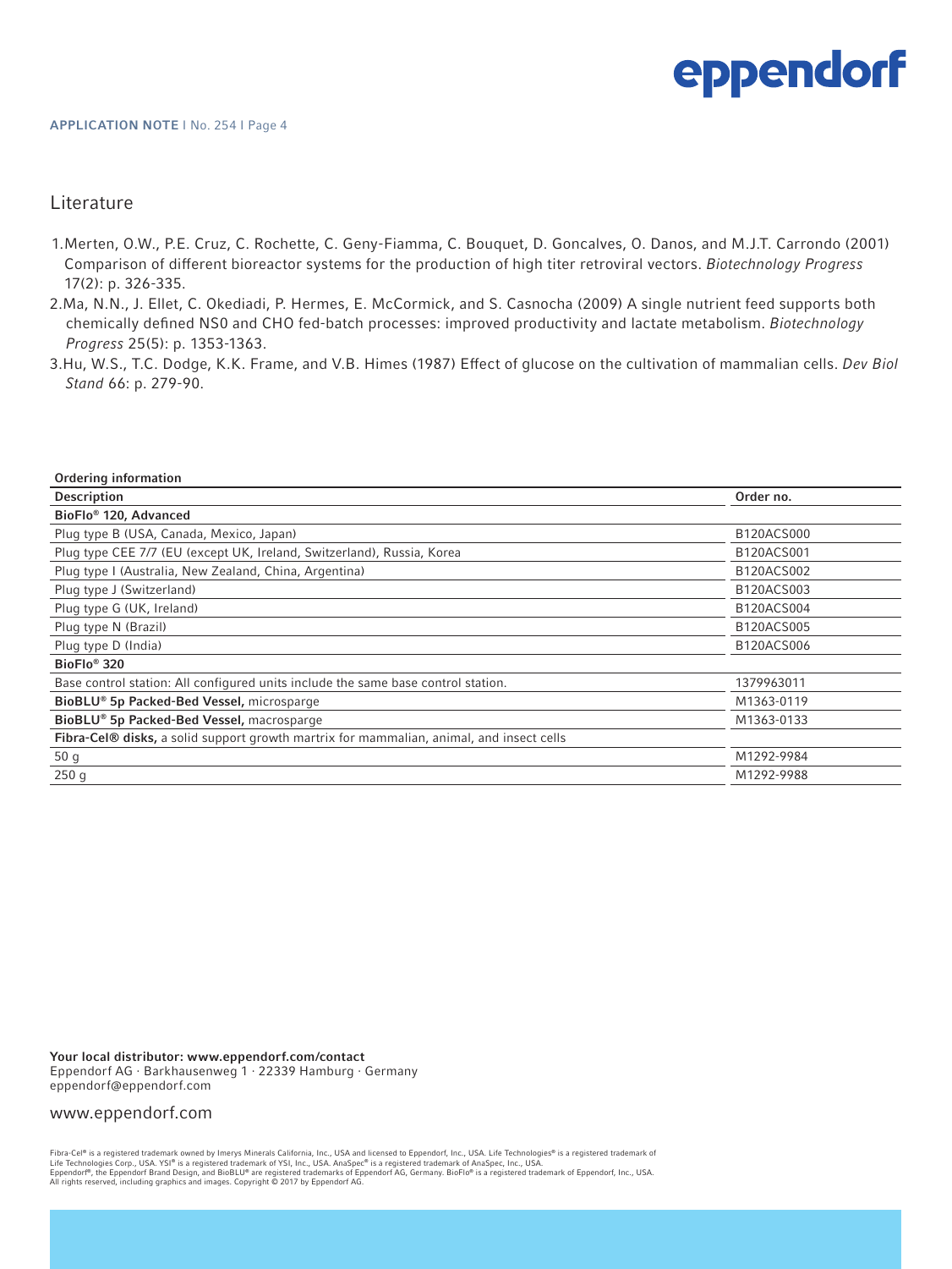## Literature

1. Merten, O.W., P.E. Cruz, C. Rochette, C. Geny-Fiamma, C. Bouquet, D. Goncalves, O. Danos, and M.J.T. Carrondo (2001) Comparison of different bioreactor systems for the production of high titer retroviral vectors. *Biotechnology Progress* 17(2): p. 326-335.
2. Ma, N.N., J. Ellet, C. Okediadi, P. Hermes, E. McCormick, and S. Casnocha (2009) A single nutrient feed supports both chemically defined NS0 and CHO fed-batch processes: improved productivity and lactate metabolism. *Biotechnology Progress* 25(5): p. 1353-1363.
3. Hu, W.S., T.C. Dodge, K.K. Frame, and V.B. Himes (1987) Effect of glucose on the cultivation of mammalian cells. *Dev Biol Stand* 66: p. 279-90.

**Ordering information**

| Description | Order no. |
|---|---|
| **BioFlo® 120, Advanced** | |
| Plug type B (USA, Canada, Mexico, Japan) | B120ACS000 |
| Plug type CEE 7/7 (EU (except UK, Ireland, Switzerland), Russia, Korea | B120ACS001 |
| Plug type I (Australia, New Zealand, China, Argentina) | B120ACS002 |
| Plug type J (Switzerland) | B120ACS003 |
| Plug type G (UK, Ireland) | B120ACS004 |
| Plug type N (Brazil) | B120ACS005 |
| Plug type D (India) | B120ACS006 |
| **BioFlo® 320** | |
| Base control station: All configured units include the same base control station. | 1379963011 |
| **BioBLU® 5p Packed-Bed Vessel,** microsparge | M1363-0119 |
| **BioBLU® 5p Packed-Bed Vessel,** macrosparge | M1363-0133 |
| **Fibra-Cel® disks,** a solid support growth martrix for mammalian, animal, and insect cells | |
| 50 g | M1292-9984 |
| 250 g | M1292-9988 |

**Your local distributor: www.eppendorf.com/contact**
Eppendorf AG · Barkhausenweg 1 · 22339 Hamburg · Germany
eppendorf@eppendorf.com

www.eppendorf.com

Fibra-Cel® is a registered trademark owned by Imerys Minerals California, Inc., USA and licensed to Eppendorf, Inc., USA. Life Technologies® is a registered trademark of Life Technologies Corp., USA. YSI® is a registered trademark of YSI, Inc., USA. AnaSpec® is a registered trademark of AnaSpec, Inc., USA.
Eppendorf®, the Eppendorf Brand Design, and BioBLU® are registered trademarks of Eppendorf AG, Germany. BioFlo® is a registered trademark of Eppendorf, Inc., USA.
All rights reserved, including graphics and images. Copyright © 2017 by Eppendorf AG.